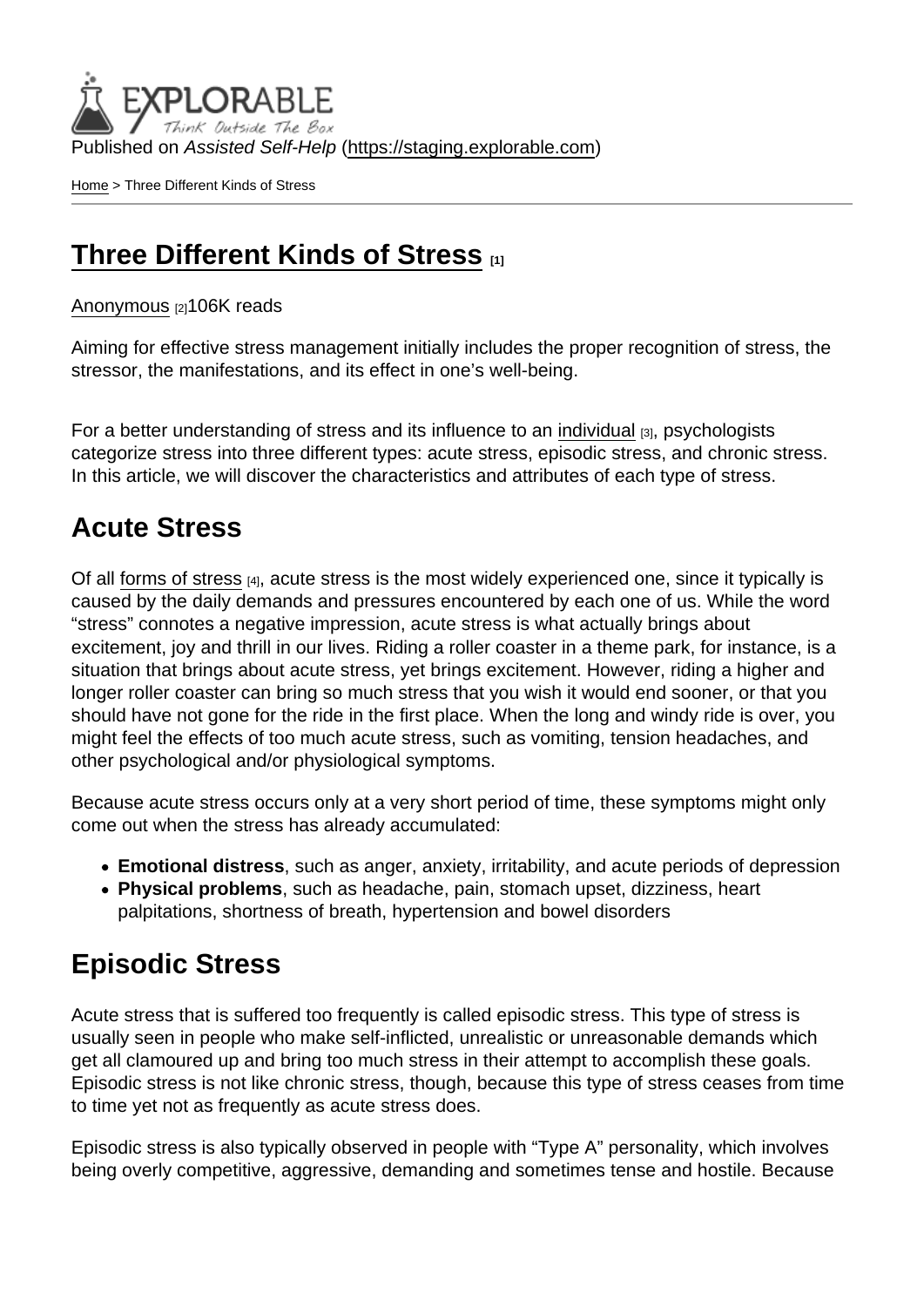Published on *Assisted Self-Help* (https://staging.explorable.com)

Home > Three Different Kinds of Stress

# Three Different Kinds of Stress [1]

Anonymous [2]106K reads

Aiming for effective stress management initially includes the proper recognition of stress, the stressor, the manifestations, and its effect in one's well-being.

For a better understanding of stress and its influence to an individual [3], psychologists categorize stress into three different types: acute stress, episodic stress, and chronic stress. In this article, we will discover the characteristics and attributes of each type of stress.

## Acute Stress

Of all forms of stress [4], acute stress is the most widely experienced one, since it typically is caused by the daily demands and pressures encountered by each one of us. While the word "stress" connotes a negative impression, acute stress is what actually brings about excitement, joy and thrill in our lives. Riding a roller coaster in a theme park, for instance, is a situation that brings about acute stress, yet brings excitement. However, riding a higher and longer roller coaster can bring so much stress that you wish it would end sooner, or that you should have not gone for the ride in the first place. When the long and windy ride is over, you might feel the effects of too much acute stress, such as vomiting, tension headaches, and other psychological and/or physiological symptoms.

Because acute stress occurs only at a very short period of time, these symptoms might only come out when the stress has already accumulated:

- **Emotional distress**, such as anger, anxiety, irritability, and acute periods of depression
- **Physical problems**, such as headache, pain, stomach upset, dizziness, heart palpitations, shortness of breath, hypertension and bowel disorders

## Episodic Stress

Acute stress that is suffered too frequently is called episodic stress. This type of stress is usually seen in people who make self-inflicted, unrealistic or unreasonable demands which get all clamoured up and bring too much stress in their attempt to accomplish these goals. Episodic stress is not like chronic stress, though, because this type of stress ceases from time to time yet not as frequently as acute stress does.

Episodic stress is also typically observed in people with "Type A" personality, which involves being overly competitive, aggressive, demanding and sometimes tense and hostile. Because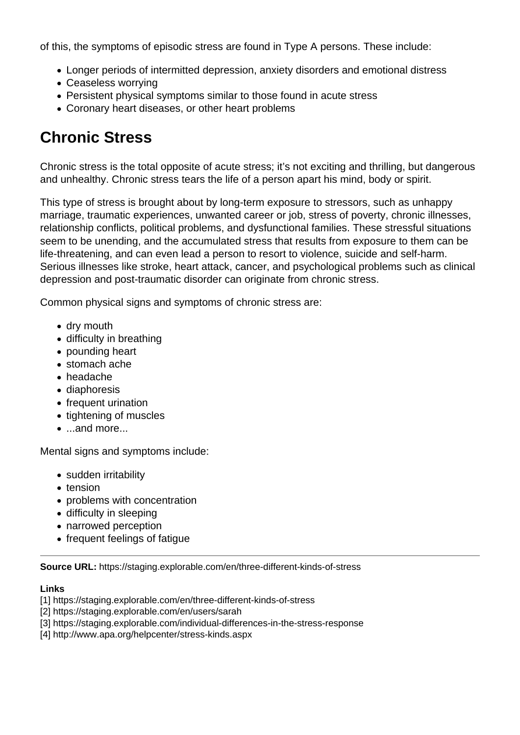of this, the symptoms of episodic stress are found in Type A persons. These include:

- Longer periods of intermitted depression, anxiety disorders and emotional distress
- Ceaseless worrying
- Persistent physical symptoms similar to those found in acute stress
- Coronary heart diseases, or other heart problems

## Chronic Stress

Chronic stress is the total opposite of acute stress; it's not exciting and thrilling, but dangerous and unhealthy. Chronic stress tears the life of a person apart his mind, body or spirit.

This type of stress is brought about by long-term exposure to stressors, such as unhappy marriage, traumatic experiences, unwanted career or job, stress of poverty, chronic illnesses, relationship conflicts, political problems, and dysfunctional families. These stressful situations seem to be unending, and the accumulated stress that results from exposure to them can be life-threatening, and can even lead a person to resort to violence, suicide and self-harm. Serious illnesses like stroke, heart attack, cancer, and psychological problems such as clinical depression and post-traumatic disorder can originate from chronic stress.

Common physical signs and symptoms of chronic stress are:

- dry mouth
- difficulty in breathing
- pounding heart
- stomach ache
- headache
- diaphoresis
- frequent urination
- tightening of muscles
- ...and more...

Mental signs and symptoms include:

- sudden irritability
- tension
- problems with concentration
- difficulty in sleeping
- narrowed perception
- frequent feelings of fatigue

---

**Source URL:** https://staging.explorable.com/en/three-different-kinds-of-stress

**Links**
[1] https://staging.explorable.com/en/three-different-kinds-of-stress
[2] https://staging.explorable.com/en/users/sarah
[3] https://staging.explorable.com/individual-differences-in-the-stress-response
[4] http://www.apa.org/helpcenter/stress-kinds.aspx